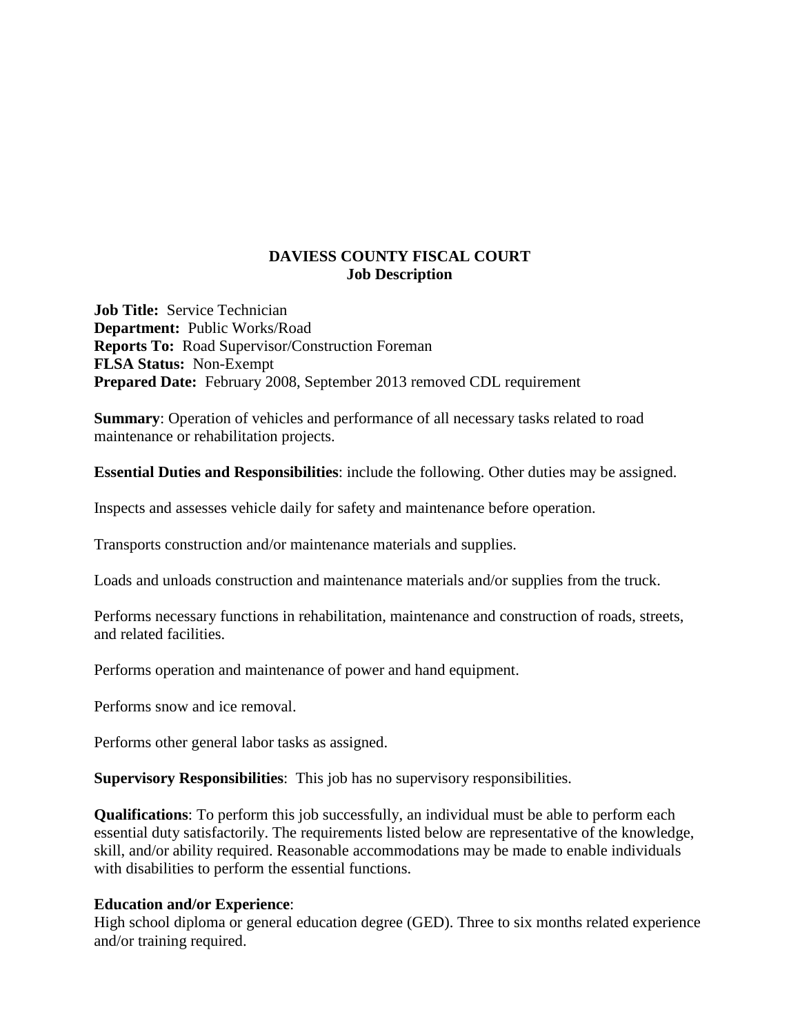# DAVIESS COUNTY FISCAL COURT
## Job Description

**Job Title:** Service Technician
**Department:** Public Works/Road
**Reports To:** Road Supervisor/Construction Foreman
**FLSA Status:** Non-Exempt
**Prepared Date:** February 2008, September 2013 removed CDL requirement

**Summary**: Operation of vehicles and performance of all necessary tasks related to road maintenance or rehabilitation projects.

**Essential Duties and Responsibilities**: include the following. Other duties may be assigned.

Inspects and assesses vehicle daily for safety and maintenance before operation.

Transports construction and/or maintenance materials and supplies.

Loads and unloads construction and maintenance materials and/or supplies from the truck.

Performs necessary functions in rehabilitation, maintenance and construction of roads, streets, and related facilities.

Performs operation and maintenance of power and hand equipment.

Performs snow and ice removal.

Performs other general labor tasks as assigned.

**Supervisory Responsibilities**: This job has no supervisory responsibilities.

**Qualifications**: To perform this job successfully, an individual must be able to perform each essential duty satisfactorily. The requirements listed below are representative of the knowledge, skill, and/or ability required. Reasonable accommodations may be made to enable individuals with disabilities to perform the essential functions.

**Education and/or Experience**:
High school diploma or general education degree (GED). Three to six months related experience and/or training required.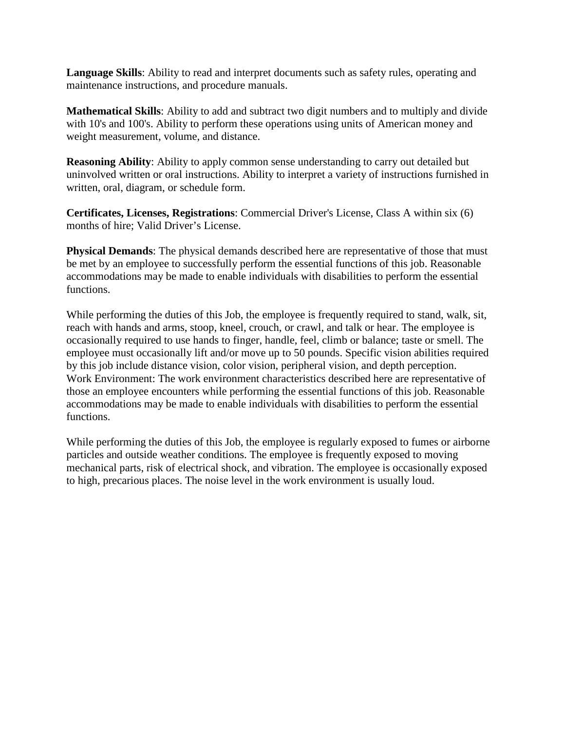**Language Skills**: Ability to read and interpret documents such as safety rules, operating and maintenance instructions, and procedure manuals.

**Mathematical Skills**: Ability to add and subtract two digit numbers and to multiply and divide with 10's and 100's. Ability to perform these operations using units of American money and weight measurement, volume, and distance.

**Reasoning Ability**: Ability to apply common sense understanding to carry out detailed but uninvolved written or oral instructions. Ability to interpret a variety of instructions furnished in written, oral, diagram, or schedule form.

**Certificates, Licenses, Registrations**: Commercial Driver's License, Class A within six (6) months of hire; Valid Driver's License.

**Physical Demands**: The physical demands described here are representative of those that must be met by an employee to successfully perform the essential functions of this job. Reasonable accommodations may be made to enable individuals with disabilities to perform the essential functions.

While performing the duties of this Job, the employee is frequently required to stand, walk, sit, reach with hands and arms, stoop, kneel, crouch, or crawl, and talk or hear. The employee is occasionally required to use hands to finger, handle, feel, climb or balance; taste or smell. The employee must occasionally lift and/or move up to 50 pounds. Specific vision abilities required by this job include distance vision, color vision, peripheral vision, and depth perception.
Work Environment: The work environment characteristics described here are representative of those an employee encounters while performing the essential functions of this job. Reasonable accommodations may be made to enable individuals with disabilities to perform the essential functions.

While performing the duties of this Job, the employee is regularly exposed to fumes or airborne particles and outside weather conditions. The employee is frequently exposed to moving mechanical parts, risk of electrical shock, and vibration. The employee is occasionally exposed to high, precarious places. The noise level in the work environment is usually loud.